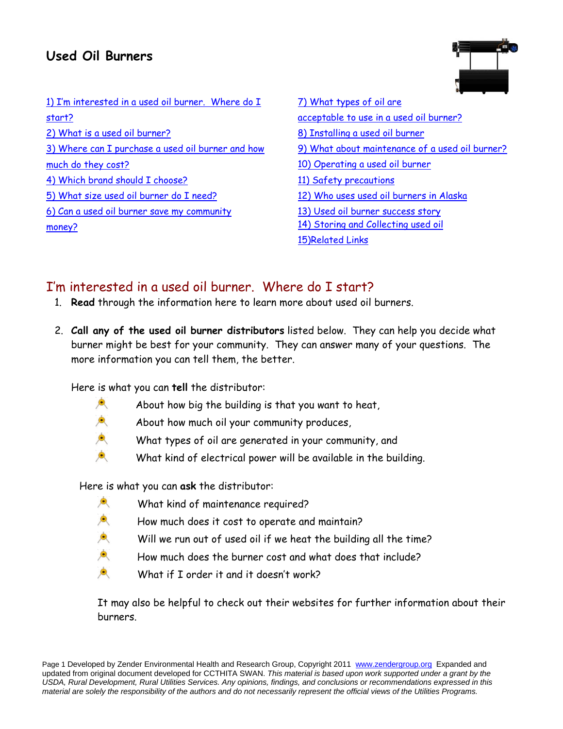# Used Oil Burners

1) I'm interested in a used oil burner. Where do I start?
2) What is a used oil burner?
3) Where can I purchase a used oil burner and how much do they cost?
4) Which brand should I choose?
5) What size used oil burner do I need?
6) Can a used oil burner save my community money?
7) What types of oil are acceptable to use in a used oil burner?
8) Installing a used oil burner
9) What about maintenance of a used oil burner?
10) Operating a used oil burner
11) Safety precautions
12) Who uses used oil burners in Alaska
13) Used oil burner success story
14) Storing and Collecting used oil
15)Related Links

## I'm interested in a used oil burner. Where do I start?

1. **Read** through the information here to learn more about used oil burners.

2. **Call any of the used oil burner distributors** listed below. They can help you decide what burner might be best for your community. They can answer many of your questions. The more information you can tell them, the better.

   Here is what you can **tell** the distributor:

   - About how big the building is that you want to heat,
   - About how much oil your community produces,
   - What types of oil are generated in your community, and
   - What kind of electrical power will be available in the building.

   Here is what you can **ask** the distributor:

   - What kind of maintenance required?
   - How much does it cost to operate and maintain?
   - Will we run out of used oil if we heat the building all the time?
   - How much does the burner cost and what does that include?
   - What if I order it and it doesn't work?

   It may also be helpful to check out their websites for further information about their burners.

Developed by Zender Environmental Health and Research Group, Copyright 2011 www.zendergroup.org Expanded and updated from original document developed for CCTHITA SWAN. *This material is based upon work supported under a grant by the USDA, Rural Development, Rural Utilities Services. Any opinions, findings, and conclusions or recommendations expressed in this material are solely the responsibility of the authors and do not necessarily represent the official views of the Utilities Programs.*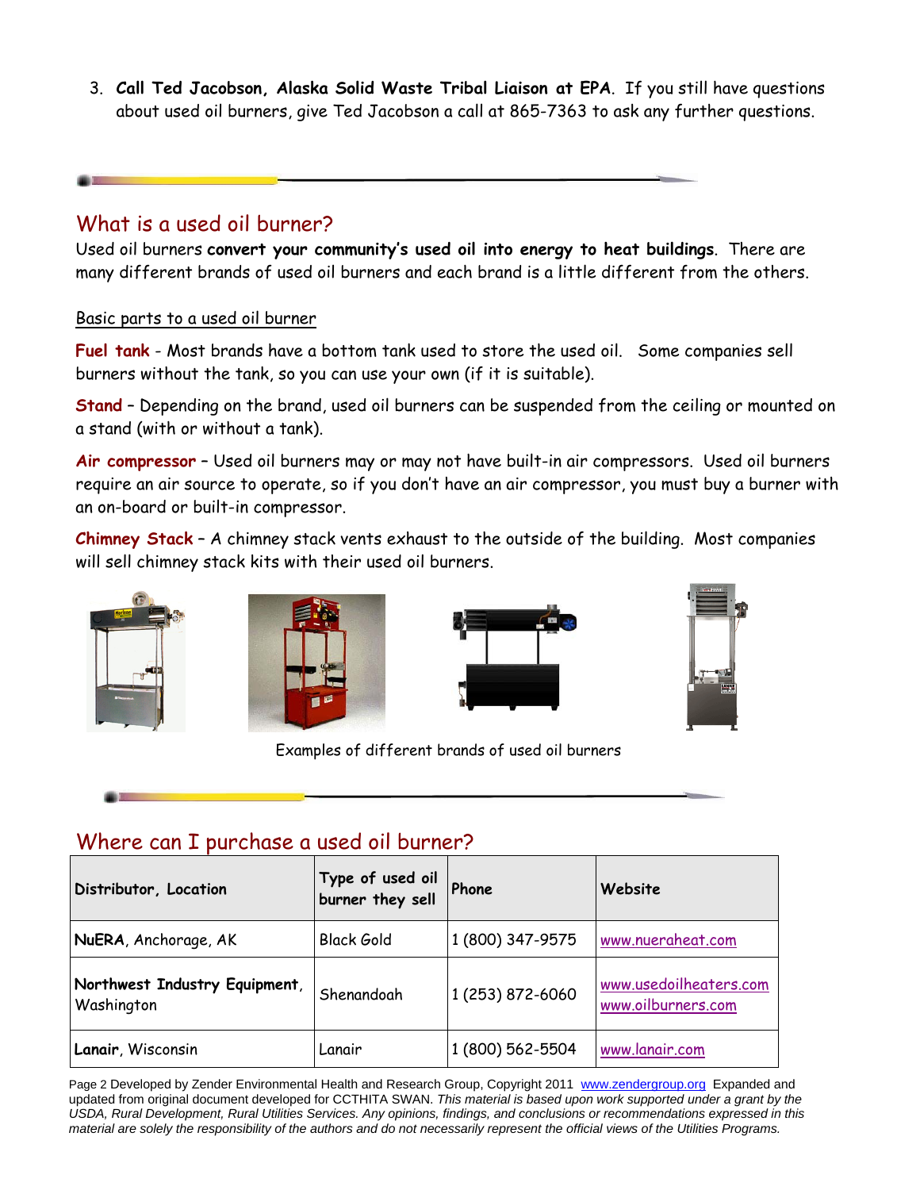3. **Call Ted Jacobson, Alaska Solid Waste Tribal Liaison at EPA**. If you still have questions about used oil burners, give Ted Jacobson a call at 865-7363 to ask any further questions.

## What is a used oil burner?

Used oil burners **convert your community's used oil into energy to heat buildings**. There are many different brands of used oil burners and each brand is a little different from the others.

Basic parts to a used oil burner

**Fuel tank** - Most brands have a bottom tank used to store the used oil. Some companies sell burners without the tank, so you can use your own (if it is suitable).

**Stand** – Depending on the brand, used oil burners can be suspended from the ceiling or mounted on a stand (with or without a tank).

**Air compressor** – Used oil burners may or may not have built-in air compressors. Used oil burners require an air source to operate, so if you don't have an air compressor, you must buy a burner with an on-board or built-in compressor.

**Chimney Stack** – A chimney stack vents exhaust to the outside of the building. Most companies will sell chimney stack kits with their used oil burners.

Examples of different brands of used oil burners

## Where can I purchase a used oil burner?

| Distributor, Location | Type of used oil burner they sell | Phone | Website |
|---|---|---|---|
| **NuERA**, Anchorage, AK | Black Gold | 1 (800) 347-9575 | www.nueraheat.com |
| **Northwest Industry Equipment**, Washington | Shenandoah | 1 (253) 872-6060 | www.usedoilheaters.com www.oilburners.com |
| **Lanair**, Wisconsin | Lanair | 1 (800) 562-5504 | www.lanair.com |

Page 2 Developed by Zender Environmental Health and Research Group, Copyright 2011 www.zendergroup.org Expanded and updated from original document developed for CCTHITA SWAN. *This material is based upon work supported under a grant by the USDA, Rural Development, Rural Utilities Services. Any opinions, findings, and conclusions or recommendations expressed in this material are solely the responsibility of the authors and do not necessarily represent the official views of the Utilities Programs.*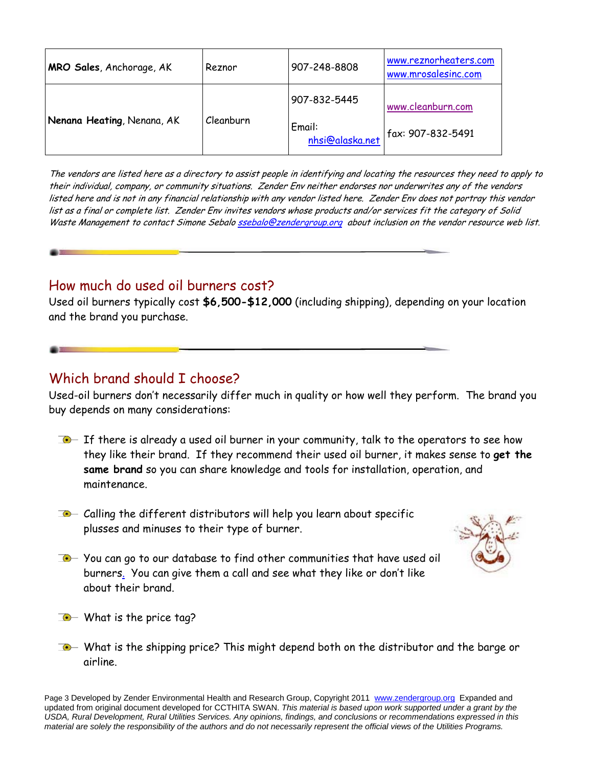| | | | |
|---|---|---|---|
| **MRO Sales**, Anchorage, AK | Reznor | 907-248-8808 | www.reznorheaters.com www.mrosalesinc.com |
| **Nenana Heating**, Nenana, AK | Cleanburn | 907-832-5445 Email: nhsi@alaska.net | www.cleanburn.com fax: 907-832-5491 |

*The vendors are listed here as a directory to assist people in identifying and locating the resources they need to apply to their individual, company, or community situations. Zender Env neither endorses nor underwrites any of the vendors listed here and is not in any financial relationship with any vendor listed here. Zender Env does not portray this vendor list as a final or complete list. Zender Env invites vendors whose products and/or services fit the category of Solid Waste Management to contact Simone Sebalo ssebalo@zendergroup.org about inclusion on the vendor resource web list.*

## How much do used oil burners cost?

Used oil burners typically cost **$6,500-$12,000** (including shipping), depending on your location and the brand you purchase.

## Which brand should I choose?

Used-oil burners don't necessarily differ much in quality or how well they perform. The brand you buy depends on many considerations:

- If there is already a used oil burner in your community, talk to the operators to see how they like their brand. If they recommend their used oil burner, it makes sense to **get the same brand** so you can share knowledge and tools for installation, operation, and maintenance.
- Calling the different distributors will help you learn about specific plusses and minuses to their type of burner.
- You can go to our database to find other communities that have used oil burners. You can give them a call and see what they like or don't like about their brand.
- What is the price tag?
- What is the shipping price? This might depend both on the distributor and the barge or airline.

Page 3 Developed by Zender Environmental Health and Research Group, Copyright 2011 www.zendergroup.org Expanded and updated from original document developed for CCTHITA SWAN. *This material is based upon work supported under a grant by the USDA, Rural Development, Rural Utilities Services. Any opinions, findings, and conclusions or recommendations expressed in this material are solely the responsibility of the authors and do not necessarily represent the official views of the Utilities Programs.*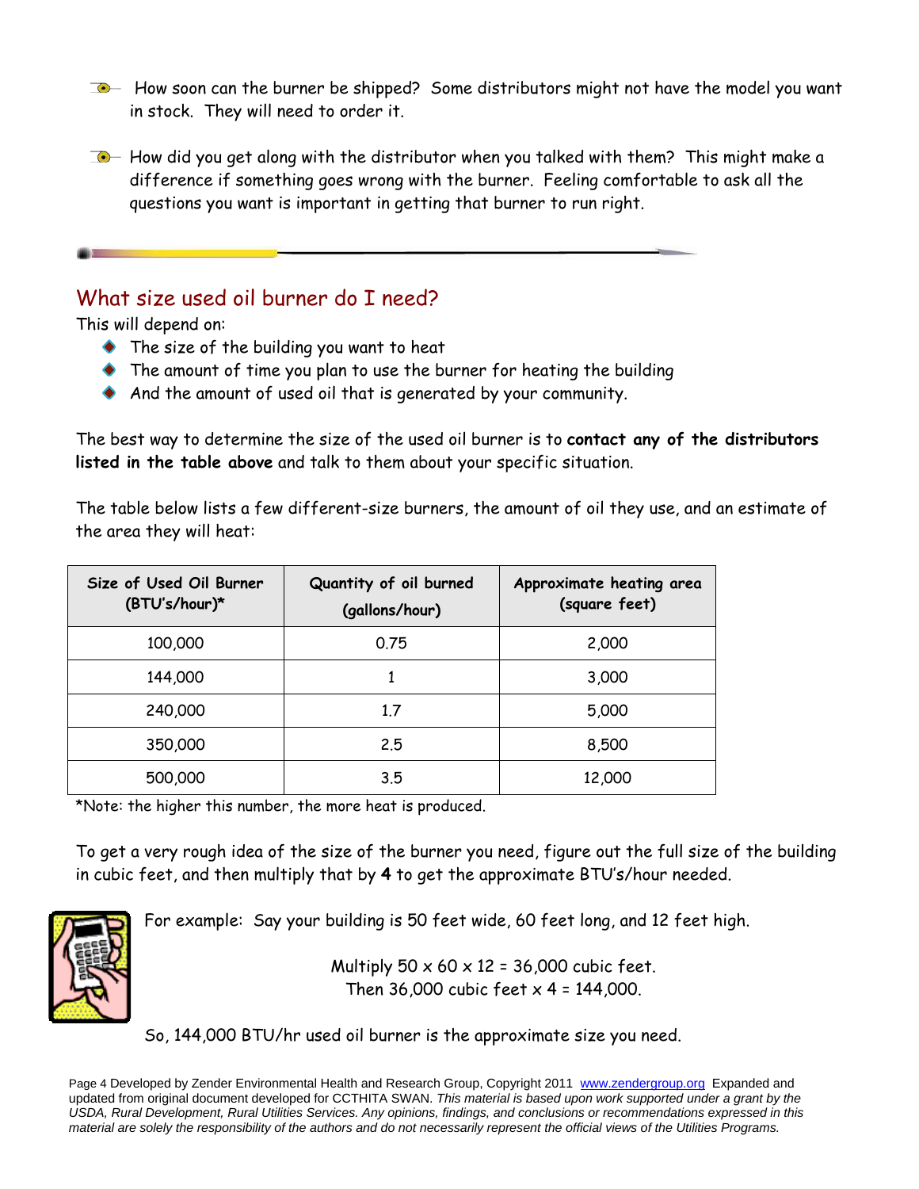- How soon can the burner be shipped? Some distributors might not have the model you want in stock. They will need to order it.
- How did you get along with the distributor when you talked with them? This might make a difference if something goes wrong with the burner. Feeling comfortable to ask all the questions you want is important in getting that burner to run right.

---

## What size used oil burner do I need?

This will depend on:

- The size of the building you want to heat
- The amount of time you plan to use the burner for heating the building
- And the amount of used oil that is generated by your community.

The best way to determine the size of the used oil burner is to **contact any of the distributors listed in the table above** and talk to them about your specific situation.

The table below lists a few different-size burners, the amount of oil they use, and an estimate of the area they will heat:

| Size of Used Oil Burner (BTU's/hour)* | Quantity of oil burned (gallons/hour) | Approximate heating area (square feet) |
|---|---|---|
| 100,000 | 0.75 | 2,000 |
| 144,000 | 1 | 3,000 |
| 240,000 | 1.7 | 5,000 |
| 350,000 | 2.5 | 8,500 |
| 500,000 | 3.5 | 12,000 |

*Note: the higher this number, the more heat is produced.

To get a very rough idea of the size of the burner you need, figure out the full size of the building in cubic feet, and then multiply that by **4** to get the approximate BTU's/hour needed.

For example: Say your building is 50 feet wide, 60 feet long, and 12 feet high.

Multiply 50 x 60 x 12 = 36,000 cubic feet.
Then 36,000 cubic feet x 4 = 144,000.

So, 144,000 BTU/hr used oil burner is the approximate size you need.

Page 4 Developed by Zender Environmental Health and Research Group, Copyright 2011 www.zendergroup.org Expanded and updated from original document developed for CCTHITA SWAN. *This material is based upon work supported under a grant by the USDA, Rural Development, Rural Utilities Services. Any opinions, findings, and conclusions or recommendations expressed in this material are solely the responsibility of the authors and do not necessarily represent the official views of the Utilities Programs.*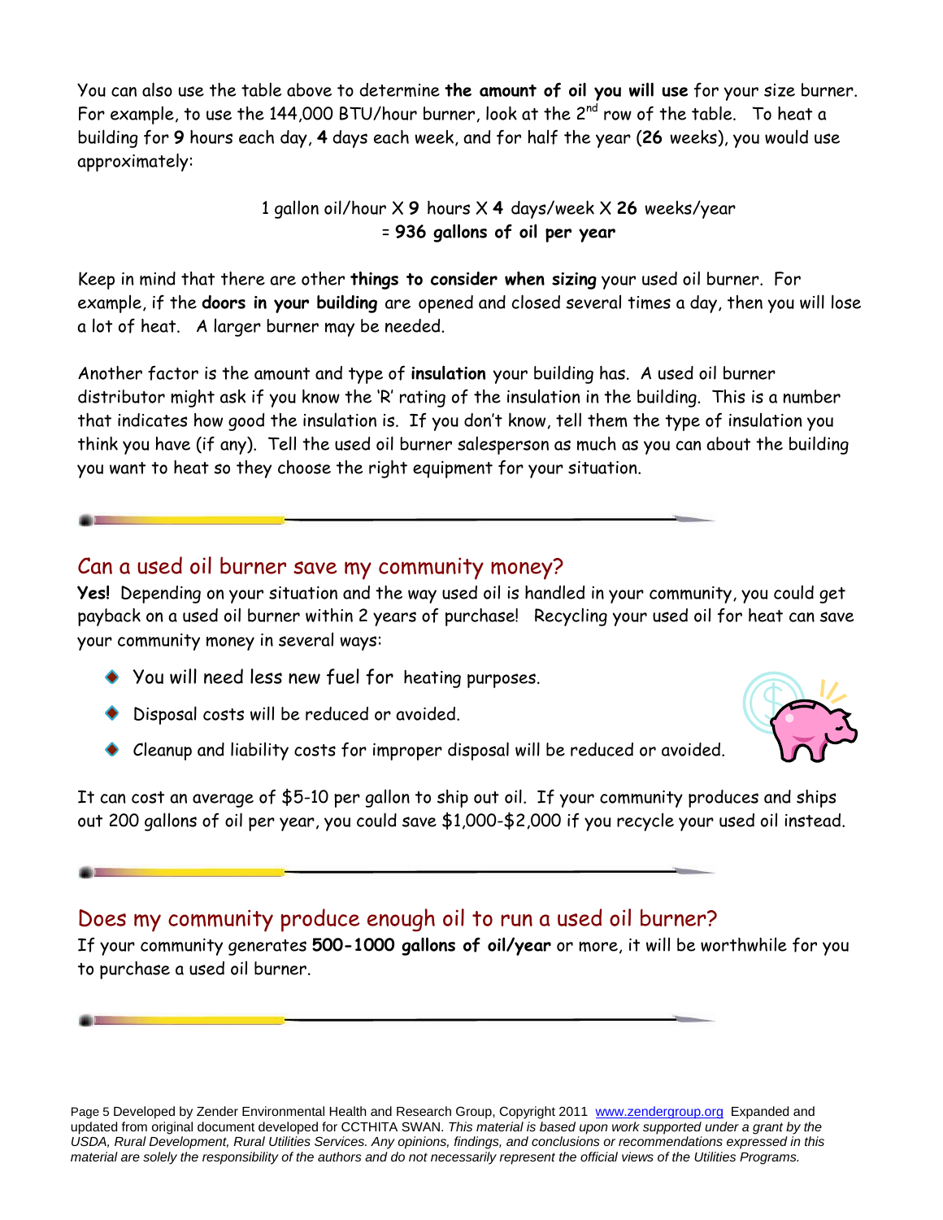You can also use the table above to determine **the amount of oil you will use** for your size burner. For example, to use the 144,000 BTU/hour burner, look at the 2nd row of the table. To heat a building for **9** hours each day, **4** days each week, and for half the year (**26** weeks), you would use approximately:

1 gallon oil/hour X **9** hours X **4** days/week X **26** weeks/year
= **936 gallons of oil per year**

Keep in mind that there are other **things to consider when sizing** your used oil burner. For example, if the **doors in your building** are opened and closed several times a day, then you will lose a lot of heat. A larger burner may be needed.

Another factor is the amount and type of **insulation** your building has. A used oil burner distributor might ask if you know the 'R' rating of the insulation in the building. This is a number that indicates how good the insulation is. If you don't know, tell them the type of insulation you think you have (if any). Tell the used oil burner salesperson as much as you can about the building you want to heat so they choose the right equipment for your situation.

## Can a used oil burner save my community money?

**Yes!** Depending on your situation and the way used oil is handled in your community, you could get payback on a used oil burner within 2 years of purchase! Recycling your used oil for heat can save your community money in several ways:

- You will need less new fuel for heating purposes.
- Disposal costs will be reduced or avoided.
- Cleanup and liability costs for improper disposal will be reduced or avoided.

It can cost an average of $5-10 per gallon to ship out oil. If your community produces and ships out 200 gallons of oil per year, you could save $1,000-$2,000 if you recycle your used oil instead.

## Does my community produce enough oil to run a used oil burner?

If your community generates **500-1000 gallons of oil/year** or more, it will be worthwhile for you to purchase a used oil burner.

Developed by Zender Environmental Health and Research Group, Copyright 2011 www.zendergroup.org Expanded and updated from original document developed for CCTHITA SWAN. *This material is based upon work supported under a grant by the USDA, Rural Development, Rural Utilities Services. Any opinions, findings, and conclusions or recommendations expressed in this material are solely the responsibility of the authors and do not necessarily represent the official views of the Utilities Programs.*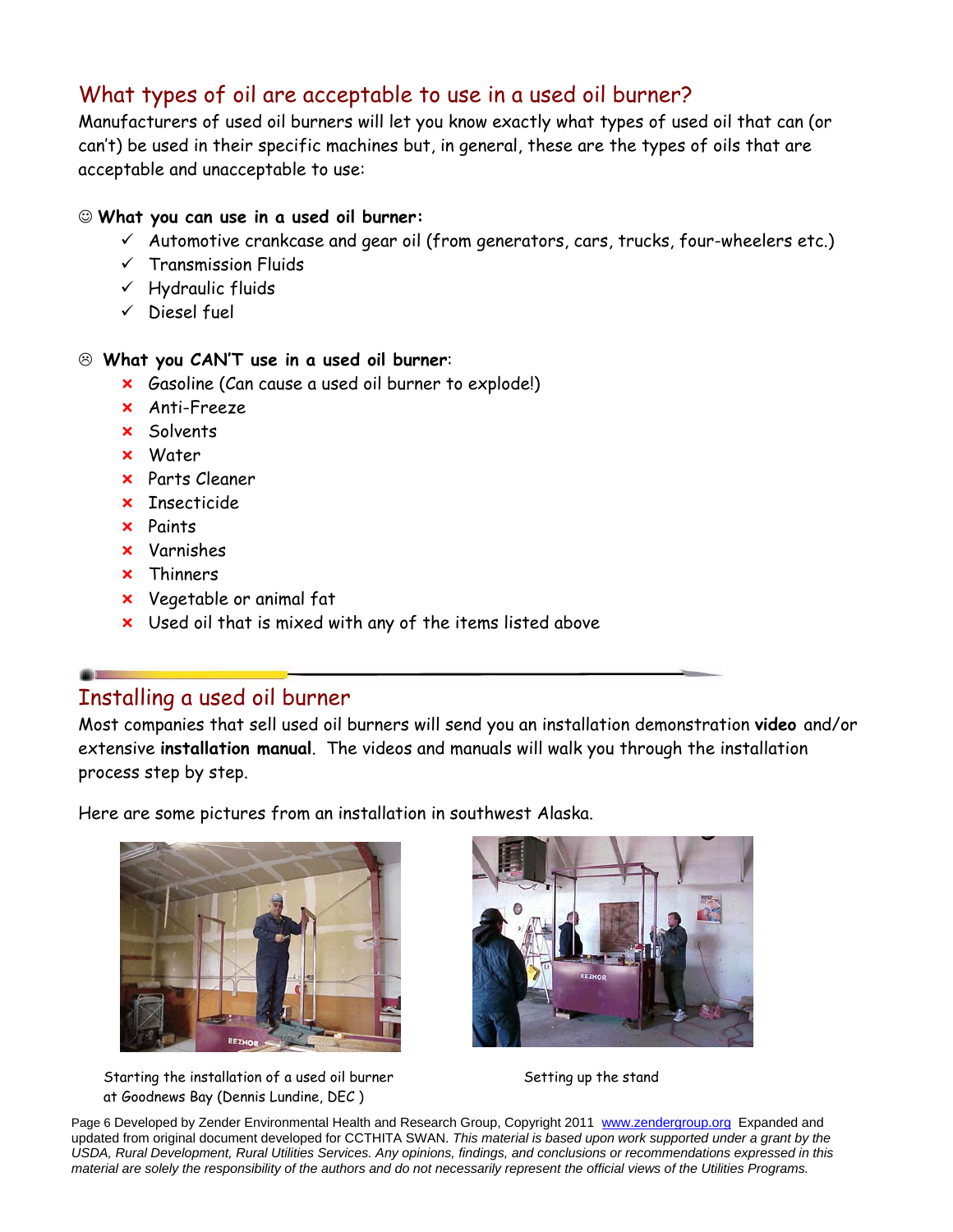## What types of oil are acceptable to use in a used oil burner?

Manufacturers of used oil burners will let you know exactly what types of used oil that can (or can't) be used in their specific machines but, in general, these are the types of oils that are acceptable and unacceptable to use:

☺ **What you can use in a used oil burner:**

- ✓ Automotive crankcase and gear oil (from generators, cars, trucks, four-wheelers etc.)
- ✓ Transmission Fluids
- ✓ Hydraulic fluids
- ✓ Diesel fuel

☹ **What you CAN'T use in a used oil burner:**

- ✗ Gasoline (Can cause a used oil burner to explode!)
- ✗ Anti-Freeze
- ✗ Solvents
- ✗ Water
- ✗ Parts Cleaner
- ✗ Insecticide
- ✗ Paints
- ✗ Varnishes
- ✗ Thinners
- ✗ Vegetable or animal fat
- ✗ Used oil that is mixed with any of the items listed above

## Installing a used oil burner

Most companies that sell used oil burners will send you an installation demonstration **video** and/or extensive **installation manual**. The videos and manuals will walk you through the installation process step by step.

Here are some pictures from an installation in southwest Alaska.

Starting the installation of a used oil burner at Goodnews Bay (Dennis Lundine, DEC )

Setting up the stand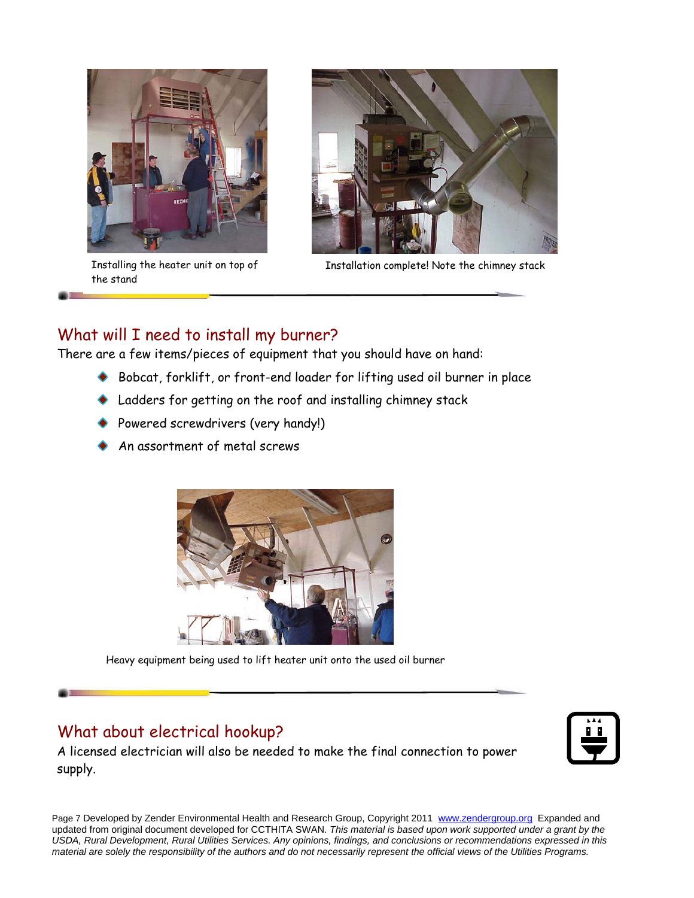Installing the heater unit on top of the stand

Installation complete! Note the chimney stack

## What will I need to install my burner?

There are a few items/pieces of equipment that you should have on hand:

- Bobcat, forklift, or front-end loader for lifting used oil burner in place
- Ladders for getting on the roof and installing chimney stack
- Powered screwdrivers (very handy!)
- An assortment of metal screws

Heavy equipment being used to lift heater unit onto the used oil burner

## What about electrical hookup?

A licensed electrician will also be needed to make the final connection to power supply.

Page 7 Developed by Zender Environmental Health and Research Group, Copyright 2011 www.zendergroup.org Expanded and updated from original document developed for CCTHITA SWAN. *This material is based upon work supported under a grant by the USDA, Rural Development, Rural Utilities Services. Any opinions, findings, and conclusions or recommendations expressed in this material are solely the responsibility of the authors and do not necessarily represent the official views of the Utilities Programs.*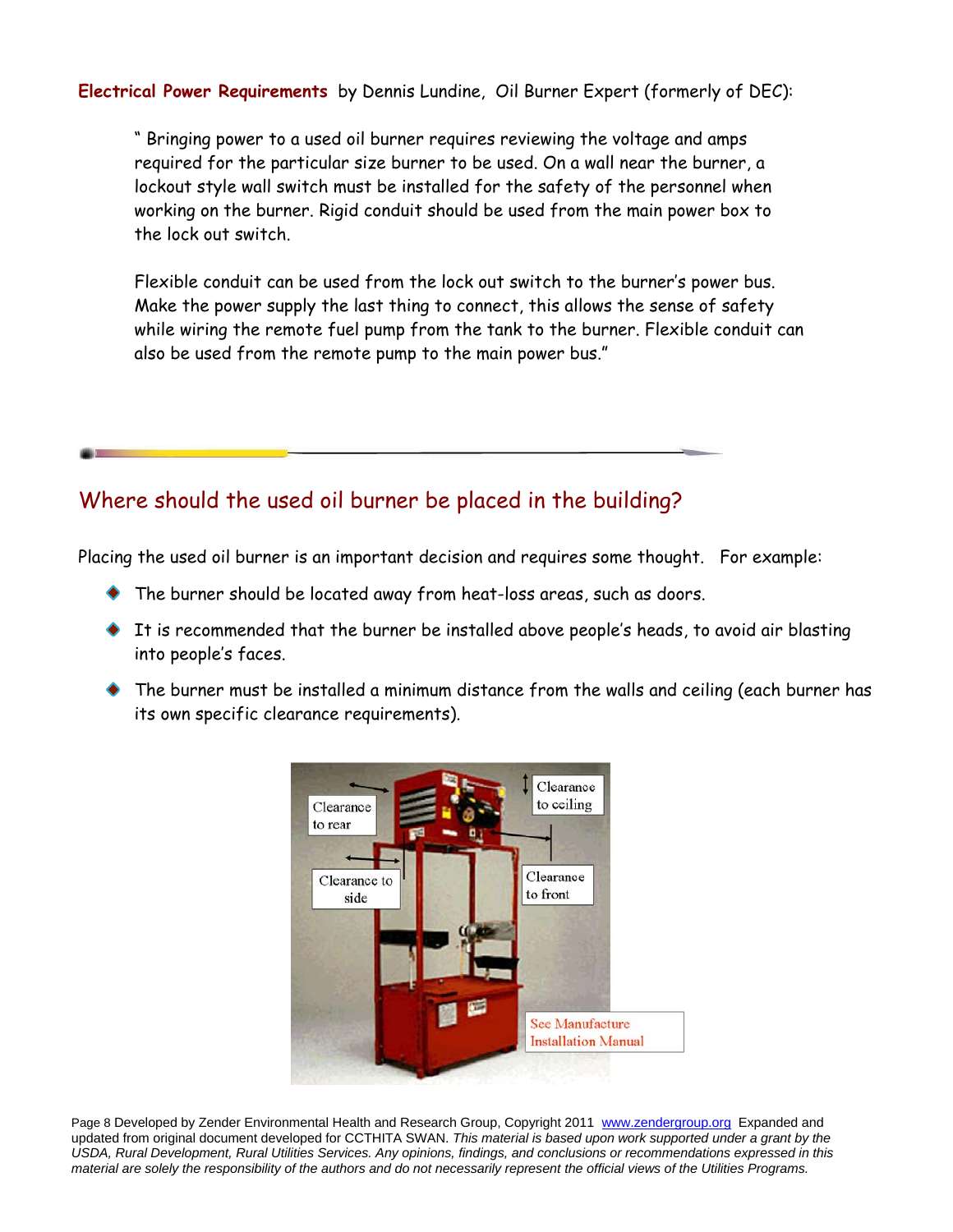**Electrical Power Requirements** by Dennis Lundine, Oil Burner Expert (formerly of DEC):

> " Bringing power to a used oil burner requires reviewing the voltage and amps required for the particular size burner to be used. On a wall near the burner, a lockout style wall switch must be installed for the safety of the personnel when working on the burner. Rigid conduit should be used from the main power box to the lock out switch.
>
> Flexible conduit can be used from the lock out switch to the burner's power bus. Make the power supply the last thing to connect, this allows the sense of safety while wiring the remote fuel pump from the tank to the burner. Flexible conduit can also be used from the remote pump to the main power bus."

## Where should the used oil burner be placed in the building?

Placing the used oil burner is an important decision and requires some thought. For example:

- The burner should be located away from heat-loss areas, such as doors.
- It is recommended that the burner be installed above people's heads, to avoid air blasting into people's faces.
- The burner must be installed a minimum distance from the walls and ceiling (each burner has its own specific clearance requirements).

Clearance to rear
Clearance to ceiling
Clearance to side
Clearance to front
See Manufacture Installation Manual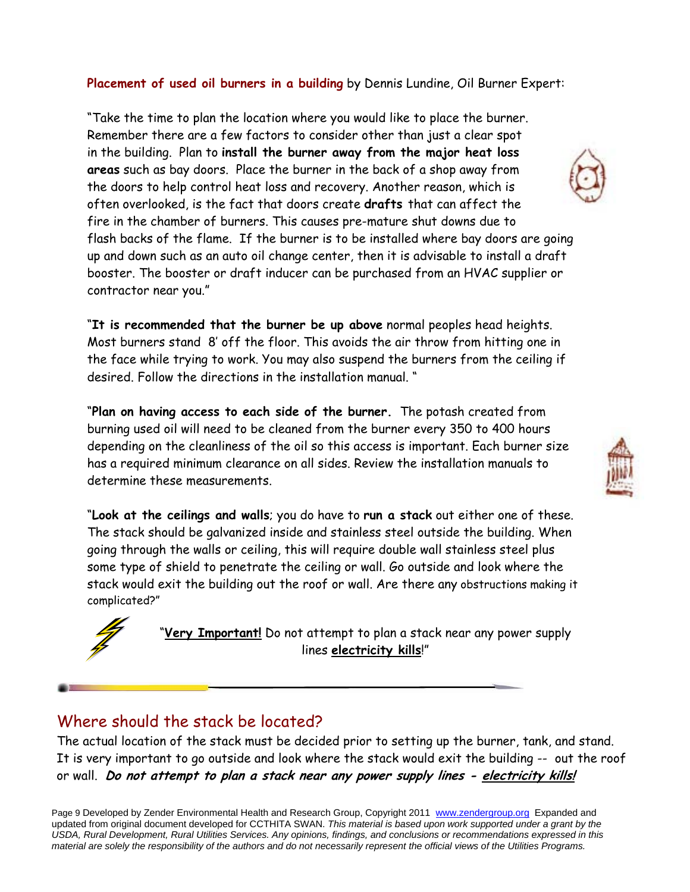**Placement of used oil burners in a building** by Dennis Lundine, Oil Burner Expert:

"Take the time to plan the location where you would like to place the burner. Remember there are a few factors to consider other than just a clear spot in the building. Plan to **install the burner away from the major heat loss areas** such as bay doors. Place the burner in the back of a shop away from the doors to help control heat loss and recovery. Another reason, which is often overlooked, is the fact that doors create **drafts** that can affect the fire in the chamber of burners. This causes pre-mature shut downs due to flash backs of the flame. If the burner is to be installed where bay doors are going up and down such as an auto oil change center, then it is advisable to install a draft booster. The booster or draft inducer can be purchased from an HVAC supplier or contractor near you."

"**It is recommended that the burner be up above** normal peoples head heights. Most burners stand 8' off the floor. This avoids the air throw from hitting one in the face while trying to work. You may also suspend the burners from the ceiling if desired. Follow the directions in the installation manual. "

"**Plan on having access to each side of the burner.** The potash created from burning used oil will need to be cleaned from the burner every 350 to 400 hours depending on the cleanliness of the oil so this access is important. Each burner size has a required minimum clearance on all sides. Review the installation manuals to determine these measurements.

"**Look at the ceilings and walls**; you do have to **run a stack** out either one of these. The stack should be galvanized inside and stainless steel outside the building. When going through the walls or ceiling, this will require double wall stainless steel plus some type of shield to penetrate the ceiling or wall. Go outside and look where the stack would exit the building out the roof or wall. Are there any obstructions making it complicated?"

"**Very Important!** Do not attempt to plan a stack near any power supply lines **electricity kills**!"

## Where should the stack be located?

The actual location of the stack must be decided prior to setting up the burner, tank, and stand. It is very important to go outside and look where the stack would exit the building -- out the roof or wall. ***Do not attempt to plan a stack near any power supply lines - electricity kills!***

Developed by Zender Environmental Health and Research Group, Copyright 2011 www.zendergroup.org Expanded and updated from original document developed for CCTHITA SWAN. *This material is based upon work supported under a grant by the USDA, Rural Development, Rural Utilities Services. Any opinions, findings, and conclusions or recommendations expressed in this material are solely the responsibility of the authors and do not necessarily represent the official views of the Utilities Programs.*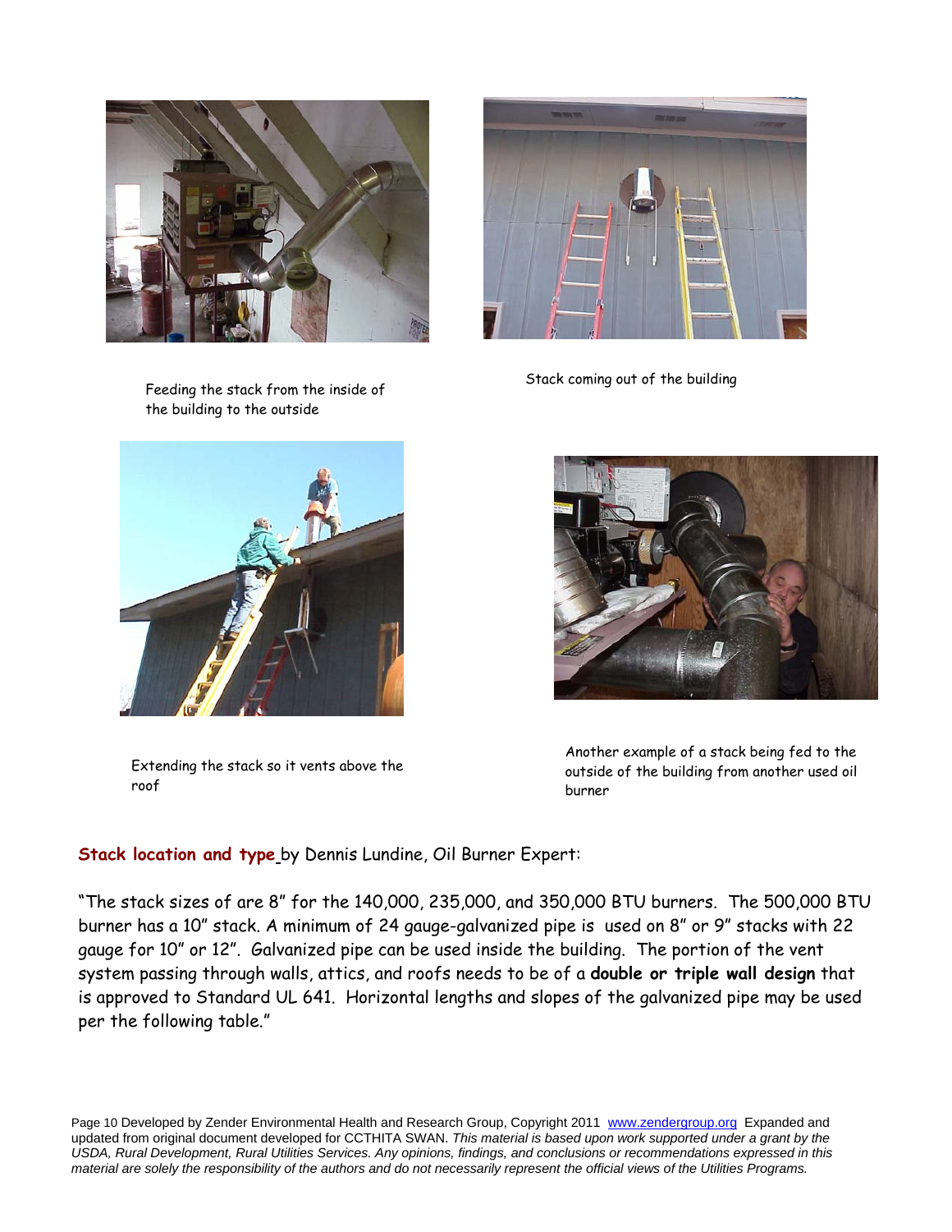Feeding the stack from the inside of the building to the outside

Stack coming out of the building

Extending the stack so it vents above the roof

Another example of a stack being fed to the outside of the building from another used oil burner

**Stack location and type** by Dennis Lundine, Oil Burner Expert:

"The stack sizes of are 8" for the 140,000, 235,000, and 350,000 BTU burners. The 500,000 BTU burner has a 10" stack. A minimum of 24 gauge-galvanized pipe is used on 8" or 9" stacks with 22 gauge for 10" or 12". Galvanized pipe can be used inside the building. The portion of the vent system passing through walls, attics, and roofs needs to be of a **double or triple wall design** that is approved to Standard UL 641. Horizontal lengths and slopes of the galvanized pipe may be used per the following table."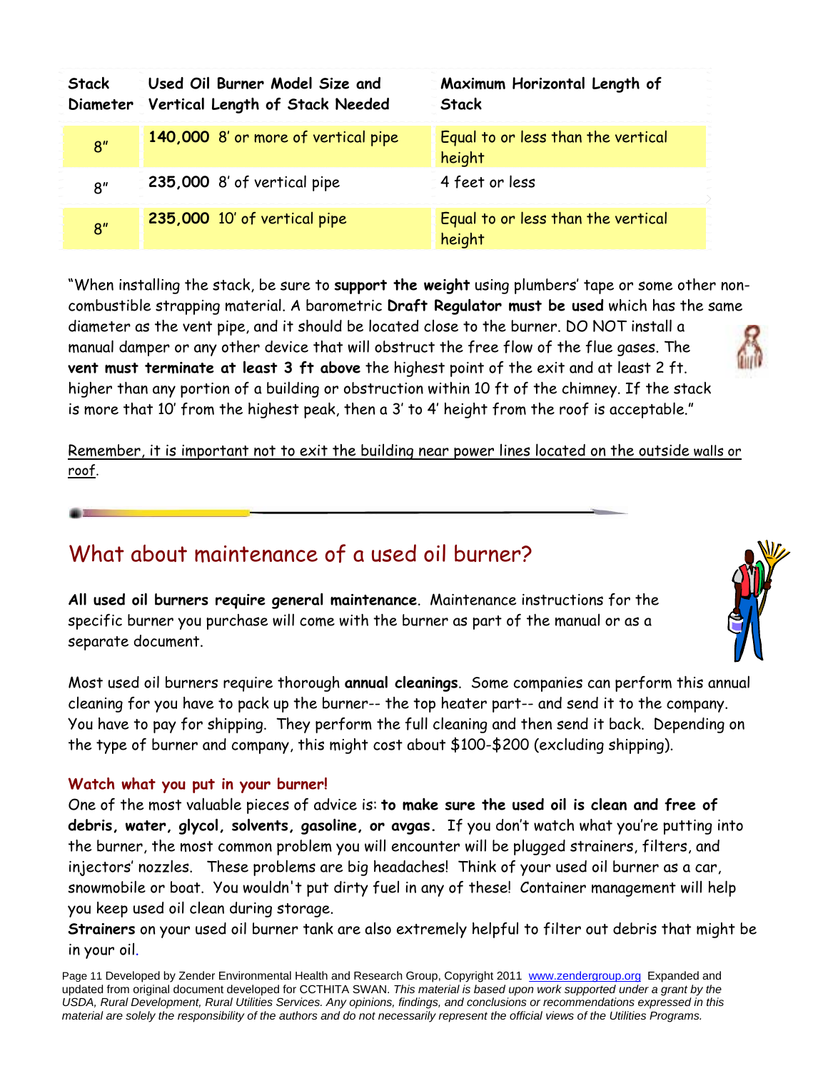| Stack Diameter | Used Oil Burner Model Size and Vertical Length of Stack Needed | Maximum Horizontal Length of Stack |
|---|---|---|
| 8" | **140,000** 8' or more of vertical pipe | Equal to or less than the vertical height |
| 8" | **235,000** 8' of vertical pipe | 4 feet or less |
| 8" | **235,000** 10' of vertical pipe | Equal to or less than the vertical height |

"When installing the stack, be sure to **support the weight** using plumbers' tape or some other non-combustible strapping material. A barometric **Draft Regulator must be used** which has the same diameter as the vent pipe, and it should be located close to the burner. DO NOT install a manual damper or any other device that will obstruct the free flow of the flue gases. The **vent must terminate at least 3 ft above** the highest point of the exit and at least 2 ft. higher than any portion of a building or obstruction within 10 ft of the chimney. If the stack is more that 10' from the highest peak, then a 3' to 4' height from the roof is acceptable."

Remember, it is important not to exit the building near power lines located on the outside walls or roof.

## What about maintenance of a used oil burner?

**All used oil burners require general maintenance**. Maintenance instructions for the specific burner you purchase will come with the burner as part of the manual or as a separate document.

Most used oil burners require thorough **annual cleanings**. Some companies can perform this annual cleaning for you have to pack up the burner-- the top heater part-- and send it to the company. You have to pay for shipping. They perform the full cleaning and then send it back. Depending on the type of burner and company, this might cost about $100-$200 (excluding shipping).

### Watch what you put in your burner!

One of the most valuable pieces of advice is: **to make sure the used oil is clean and free of debris, water, glycol, solvents, gasoline, or avgas.** If you don't watch what you're putting into the burner, the most common problem you will encounter will be plugged strainers, filters, and injectors' nozzles. These problems are big headaches! Think of your used oil burner as a car, snowmobile or boat. You wouldn't put dirty fuel in any of these! Container management will help you keep used oil clean during storage.

**Strainers** on your used oil burner tank are also extremely helpful to filter out debris that might be in your oil.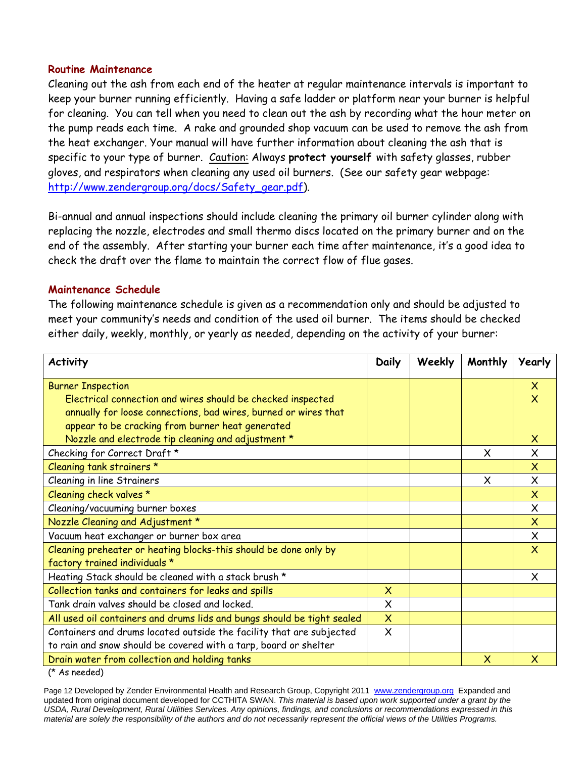## Routine Maintenance

Cleaning out the ash from each end of the heater at regular maintenance intervals is important to keep your burner running efficiently. Having a safe ladder or platform near your burner is helpful for cleaning. You can tell when you need to clean out the ash by recording what the hour meter on the pump reads each time. A rake and grounded shop vacuum can be used to remove the ash from the heat exchanger. Your manual will have further information about cleaning the ash that is specific to your type of burner. Caution: Always **protect yourself** with safety glasses, rubber gloves, and respirators when cleaning any used oil burners. (See our safety gear webpage: [http://www.zendergroup.org/docs/Safety_gear.pdf](http://www.zendergroup.org/docs/Safety_gear.pdf)).

Bi-annual and annual inspections should include cleaning the primary oil burner cylinder along with replacing the nozzle, electrodes and small thermo discs located on the primary burner and on the end of the assembly. After starting your burner each time after maintenance, it's a good idea to check the draft over the flame to maintain the correct flow of flue gases.

## Maintenance Schedule

The following maintenance schedule is given as a recommendation only and should be adjusted to meet your community's needs and condition of the used oil burner. The items should be checked either daily, weekly, monthly, or yearly as needed, depending on the activity of your burner:

| Activity | Daily | Weekly | Monthly | Yearly |
|---|---|---|---|---|
| Burner Inspection | | | | X |
| Electrical connection and wires should be checked inspected annually for loose connections, bad wires, burned or wires that appear to be cracking from burner heat generated | | | | X |
| Nozzle and electrode tip cleaning and adjustment * | | | | X |
| Checking for Correct Draft * | | | X | X |
| Cleaning tank strainers * | | | | X |
| Cleaning in line Strainers | | | X | X |
| Cleaning check valves * | | | | X |
| Cleaning/vacuuming burner boxes | | | | X |
| Nozzle Cleaning and Adjustment * | | | | X |
| Vacuum heat exchanger or burner box area | | | | X |
| Cleaning preheater or heating blocks-this should be done only by factory trained individuals * | | | | X |
| Heating Stack should be cleaned with a stack brush * | | | | X |
| Collection tanks and containers for leaks and spills | X | | | |
| Tank drain valves should be closed and locked. | X | | | |
| All used oil containers and drums lids and bungs should be tight sealed | X | | | |
| Containers and drums located outside the facility that are subjected to rain and snow should be covered with a tarp, board or shelter | X | | | |
| Drain water from collection and holding tanks | | | X | X |

(* As needed)

Developed by Zender Environmental Health and Research Group, Copyright 2011 [www.zendergroup.org](http://www.zendergroup.org) Expanded and updated from original document developed for CCTHITA SWAN. *This material is based upon work supported under a grant by the USDA, Rural Development, Rural Utilities Services. Any opinions, findings, and conclusions or recommendations expressed in this material are solely the responsibility of the authors and do not necessarily represent the official views of the Utilities Programs.*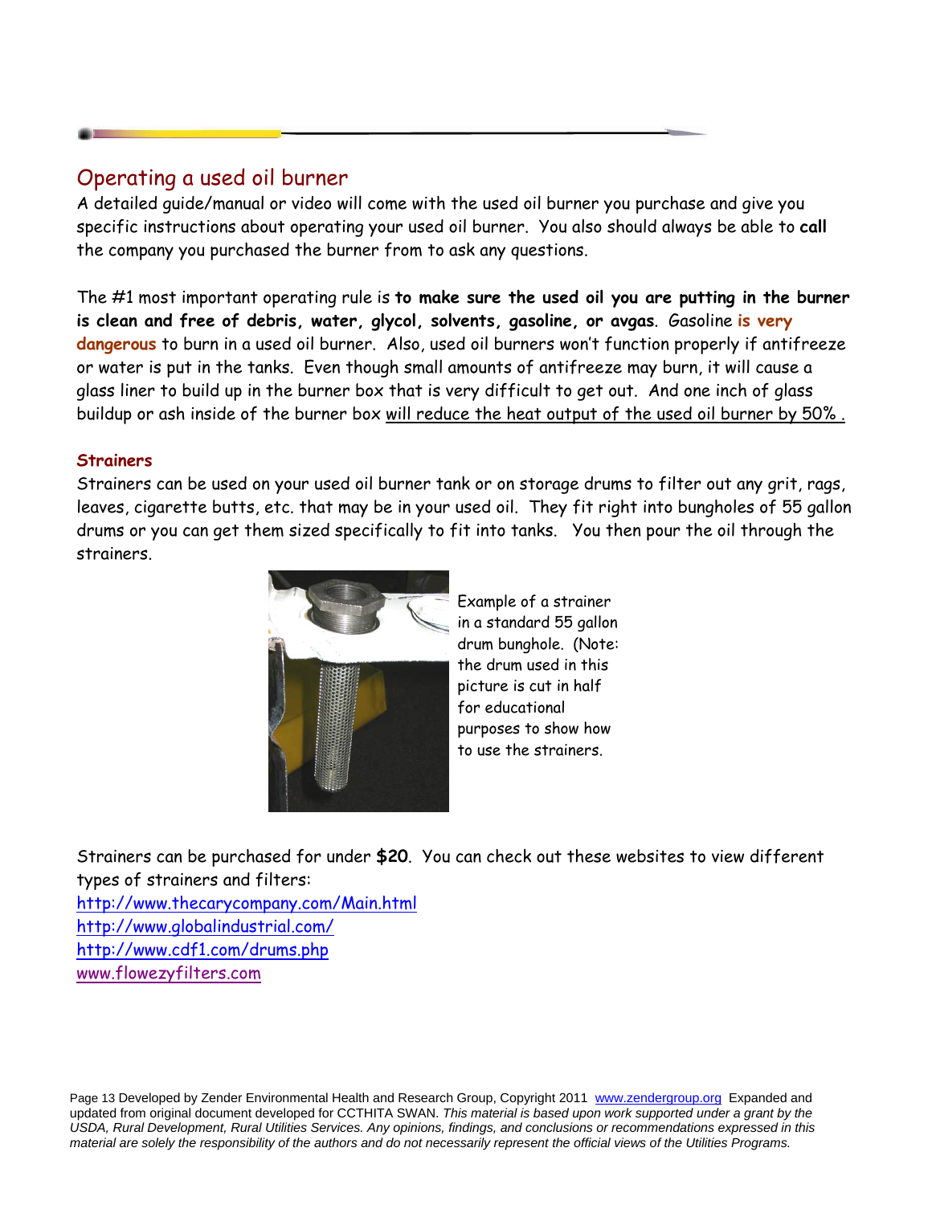## Operating a used oil burner

A detailed guide/manual or video will come with the used oil burner you purchase and give you specific instructions about operating your used oil burner. You also should always be able to **call** the company you purchased the burner from to ask any questions.

The #1 most important operating rule is **to make sure the used oil you are putting in the burner is clean and free of debris, water, glycol, solvents, gasoline, or avgas**. Gasoline **is very dangerous** to burn in a used oil burner. Also, used oil burners won't function properly if antifreeze or water is put in the tanks. Even though small amounts of antifreeze may burn, it will cause a glass liner to build up in the burner box that is very difficult to get out. And one inch of glass buildup or ash inside of the burner box <u>will reduce the heat output of the used oil burner by 50% .</u>

### Strainers

Strainers can be used on your used oil burner tank or on storage drums to filter out any grit, rags, leaves, cigarette butts, etc. that may be in your used oil. They fit right into bungholes of 55 gallon drums or you can get them sized specifically to fit into tanks. You then pour the oil through the strainers.

Example of a strainer in a standard 55 gallon drum bunghole. (Note: the drum used in this picture is cut in half for educational purposes to show how to use the strainers.

Strainers can be purchased for under **$20**. You can check out these websites to view different types of strainers and filters:

http://www.thecarycompany.com/Main.html
http://www.globalindustrial.com/
http://www.cdf1.com/drums.php
www.flowezyfilters.com

Developed by Zender Environmental Health and Research Group, Copyright 2011 www.zendergroup.org Expanded and updated from original document developed for CCTHITA SWAN. *This material is based upon work supported under a grant by the USDA, Rural Development, Rural Utilities Services. Any opinions, findings, and conclusions or recommendations expressed in this material are solely the responsibility of the authors and do not necessarily represent the official views of the Utilities Programs.*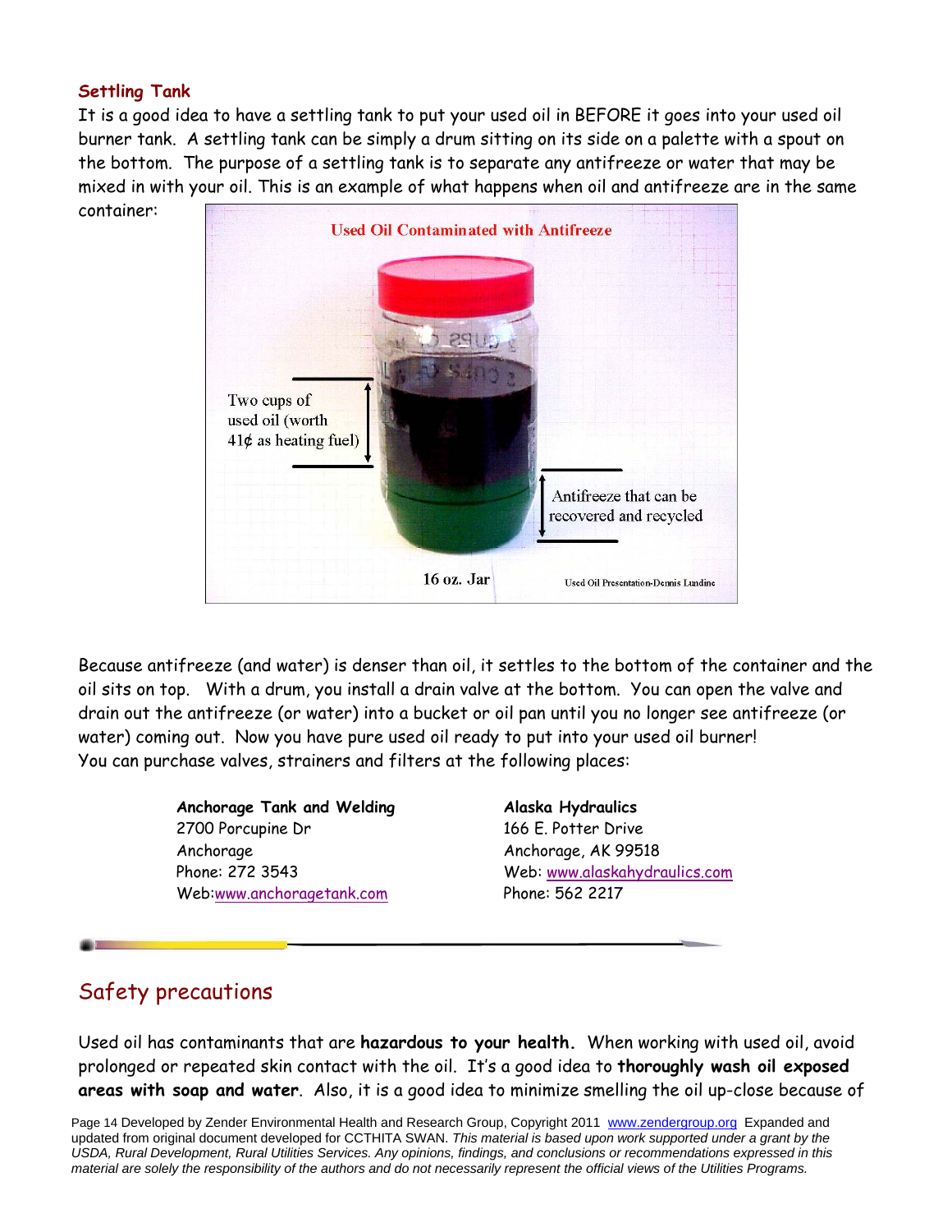### Settling Tank

It is a good idea to have a settling tank to put your used oil in BEFORE it goes into your used oil burner tank. A settling tank can be simply a drum sitting on its side on a palette with a spout on the bottom. The purpose of a settling tank is to separate any antifreeze or water that may be mixed in with your oil. This is an example of what happens when oil and antifreeze are in the same container:

Used Oil Contaminated with Antifreeze

Two cups of used oil (worth 41¢ as heating fuel)

Antifreeze that can be recovered and recycled

16 oz. Jar

Used Oil Presentation-Dennis Lundine

Because antifreeze (and water) is denser than oil, it settles to the bottom of the container and the oil sits on top. With a drum, you install a drain valve at the bottom. You can open the valve and drain out the antifreeze (or water) into a bucket or oil pan until you no longer see antifreeze (or water) coming out. Now you have pure used oil ready to put into your used oil burner!
You can purchase valves, strainers and filters at the following places:

**Anchorage Tank and Welding**
2700 Porcupine Dr
Anchorage
Phone: 272 3543
Web:www.anchoragetank.com

**Alaska Hydraulics**
166 E. Potter Drive
Anchorage, AK 99518
Web: www.alaskahydraulics.com
Phone: 562 2217

## Safety precautions

Used oil has contaminants that are **hazardous to your health.** When working with used oil, avoid prolonged or repeated skin contact with the oil. It's a good idea to **thoroughly wash oil exposed areas with soap and water**. Also, it is a good idea to minimize smelling the oil up-close because of

Developed by Zender Environmental Health and Research Group, Copyright 2011 www.zendergroup.org Expanded and updated from original document developed for CCTHITA SWAN. *This material is based upon work supported under a grant by the USDA, Rural Development, Rural Utilities Services. Any opinions, findings, and conclusions or recommendations expressed in this material are solely the responsibility of the authors and do not necessarily represent the official views of the Utilities Programs.*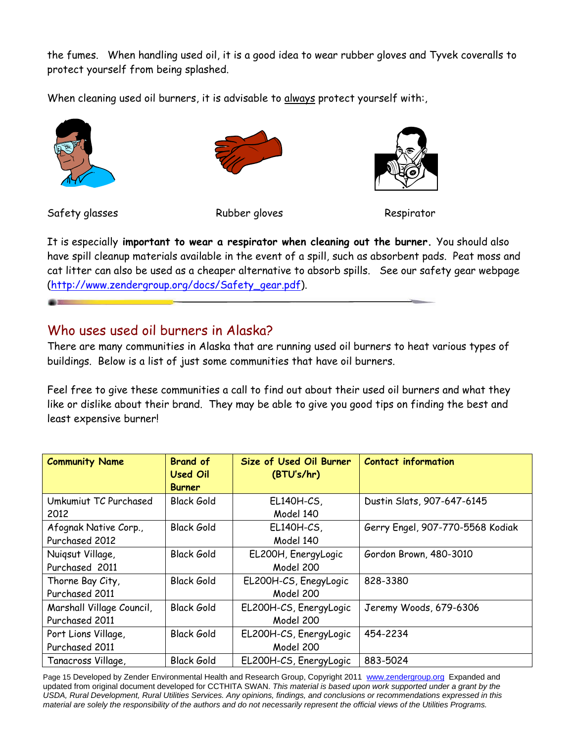the fumes. When handling used oil, it is a good idea to wear rubber gloves and Tyvek coveralls to protect yourself from being splashed.

When cleaning used oil burners, it is advisable to <u>always</u> protect yourself with:,

Safety glasses

Rubber gloves

Respirator

It is especially **important to wear a respirator when cleaning out the burner.** You should also have spill cleanup materials available in the event of a spill, such as absorbent pads. Peat moss and cat litter can also be used as a cheaper alternative to absorb spills. See our safety gear webpage (http://www.zendergroup.org/docs/Safety_gear.pdf).

## Who uses used oil burners in Alaska?

There are many communities in Alaska that are running used oil burners to heat various types of buildings. Below is a list of just some communities that have oil burners.

Feel free to give these communities a call to find out about their used oil burners and what they like or dislike about their brand. They may be able to give you good tips on finding the best and least expensive burner!

| Community Name | Brand of Used Oil Burner | Size of Used Oil Burner (BTU's/hr) | Contact information |
|---|---|---|---|
| Umkumiut TC Purchased 2012 | Black Gold | EL140H-CS, Model 140 | Dustin Slats, 907-647-6145 |
| Afognak Native Corp., Purchased 2012 | Black Gold | EL140H-CS, Model 140 | Gerry Engel, 907-770-5568 Kodiak |
| Nuiqsut Village, Purchased 2011 | Black Gold | EL200H, EnergyLogic Model 200 | Gordon Brown, 480-3010 |
| Thorne Bay City, Purchased 2011 | Black Gold | EL200H-CS, EnegyLogic Model 200 | 828-3380 |
| Marshall Village Council, Purchased 2011 | Black Gold | EL200H-CS, EnergyLogic Model 200 | Jeremy Woods, 679-6306 |
| Port Lions Village, Purchased 2011 | Black Gold | EL200H-CS, EnergyLogic Model 200 | 454-2234 |
| Tanacross Village, | Black Gold | EL200H-CS, EnergyLogic | 883-5024 |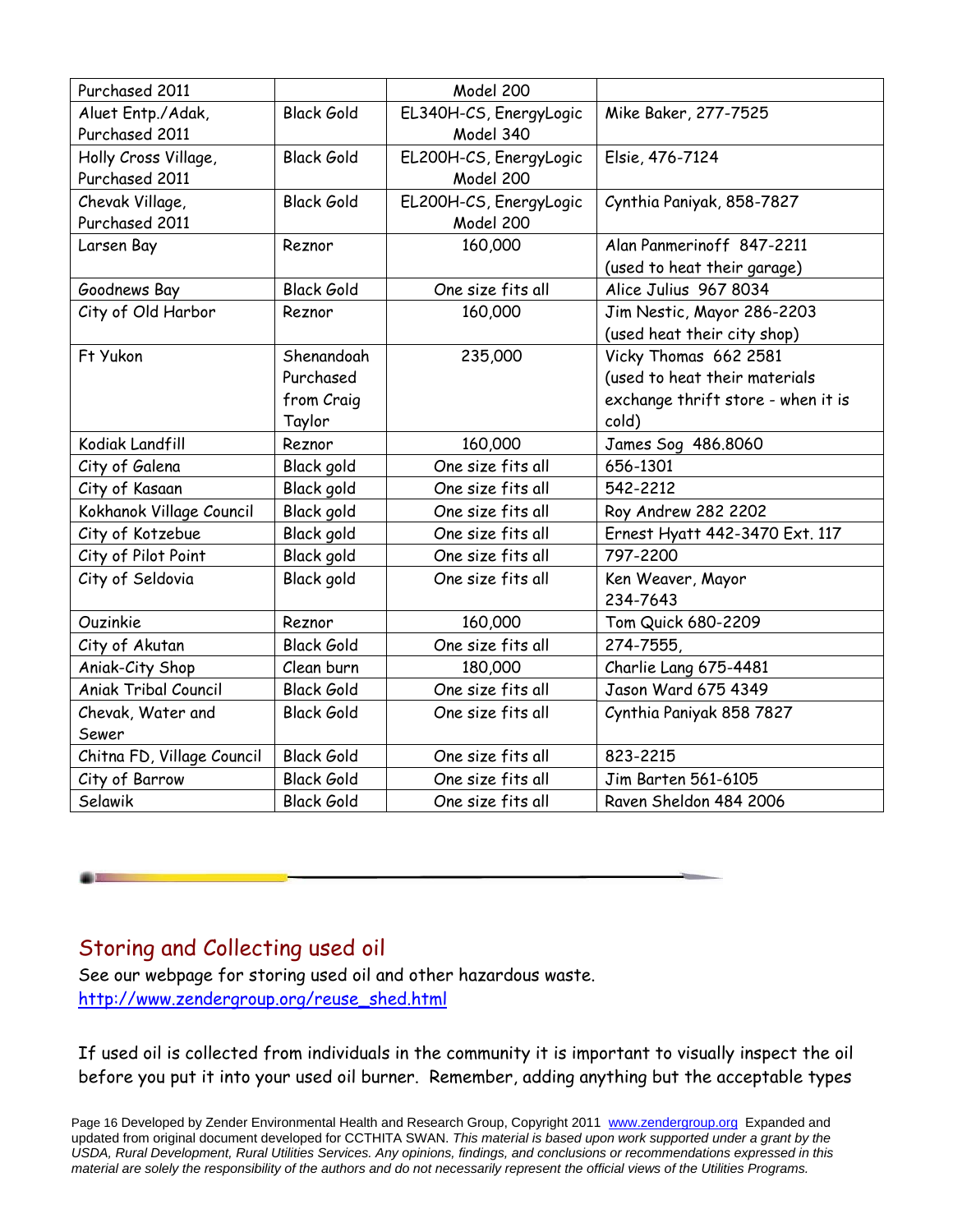| Purchased 2011 | | Model 200 | |
|---|---|---|---|
| Aluet Entp./Adak, Purchased 2011 | Black Gold | EL340H-CS, EnergyLogic Model 340 | Mike Baker, 277-7525 |
| Holly Cross Village, Purchased 2011 | Black Gold | EL200H-CS, EnergyLogic Model 200 | Elsie, 476-7124 |
| Chevak Village, Purchased 2011 | Black Gold | EL200H-CS, EnergyLogic Model 200 | Cynthia Paniyak, 858-7827 |
| Larsen Bay | Reznor | 160,000 | Alan Panmerinoff 847-2211 (used to heat their garage) |
| Goodnews Bay | Black Gold | One size fits all | Alice Julius 967 8034 |
| City of Old Harbor | Reznor | 160,000 | Jim Nestic, Mayor 286-2203 (used heat their city shop) |
| Ft Yukon | Shenandoah Purchased from Craig Taylor | 235,000 | Vicky Thomas 662 2581 (used to heat their materials exchange thrift store - when it is cold) |
| Kodiak Landfill | Reznor | 160,000 | James Sog 486.8060 |
| City of Galena | Black gold | One size fits all | 656-1301 |
| City of Kasaan | Black gold | One size fits all | 542-2212 |
| Kokhanok Village Council | Black gold | One size fits all | Roy Andrew 282 2202 |
| City of Kotzebue | Black gold | One size fits all | Ernest Hyatt 442-3470 Ext. 117 |
| City of Pilot Point | Black gold | One size fits all | 797-2200 |
| City of Seldovia | Black gold | One size fits all | Ken Weaver, Mayor 234-7643 |
| Ouzinkie | Reznor | 160,000 | Tom Quick 680-2209 |
| City of Akutan | Black Gold | One size fits all | 274-7555, |
| Aniak-City Shop | Clean burn | 180,000 | Charlie Lang 675-4481 |
| Aniak Tribal Council | Black Gold | One size fits all | Jason Ward 675 4349 |
| Chevak, Water and Sewer | Black Gold | One size fits all | Cynthia Paniyak 858 7827 |
| Chitna FD, Village Council | Black Gold | One size fits all | 823-2215 |
| City of Barrow | Black Gold | One size fits all | Jim Barten 561-6105 |
| Selawik | Black Gold | One size fits all | Raven Sheldon 484 2006 |

## Storing and Collecting used oil

See our webpage for storing used oil and other hazardous waste.
http://www.zendergroup.org/reuse_shed.html

If used oil is collected from individuals in the community it is important to visually inspect the oil before you put it into your used oil burner. Remember, adding anything but the acceptable types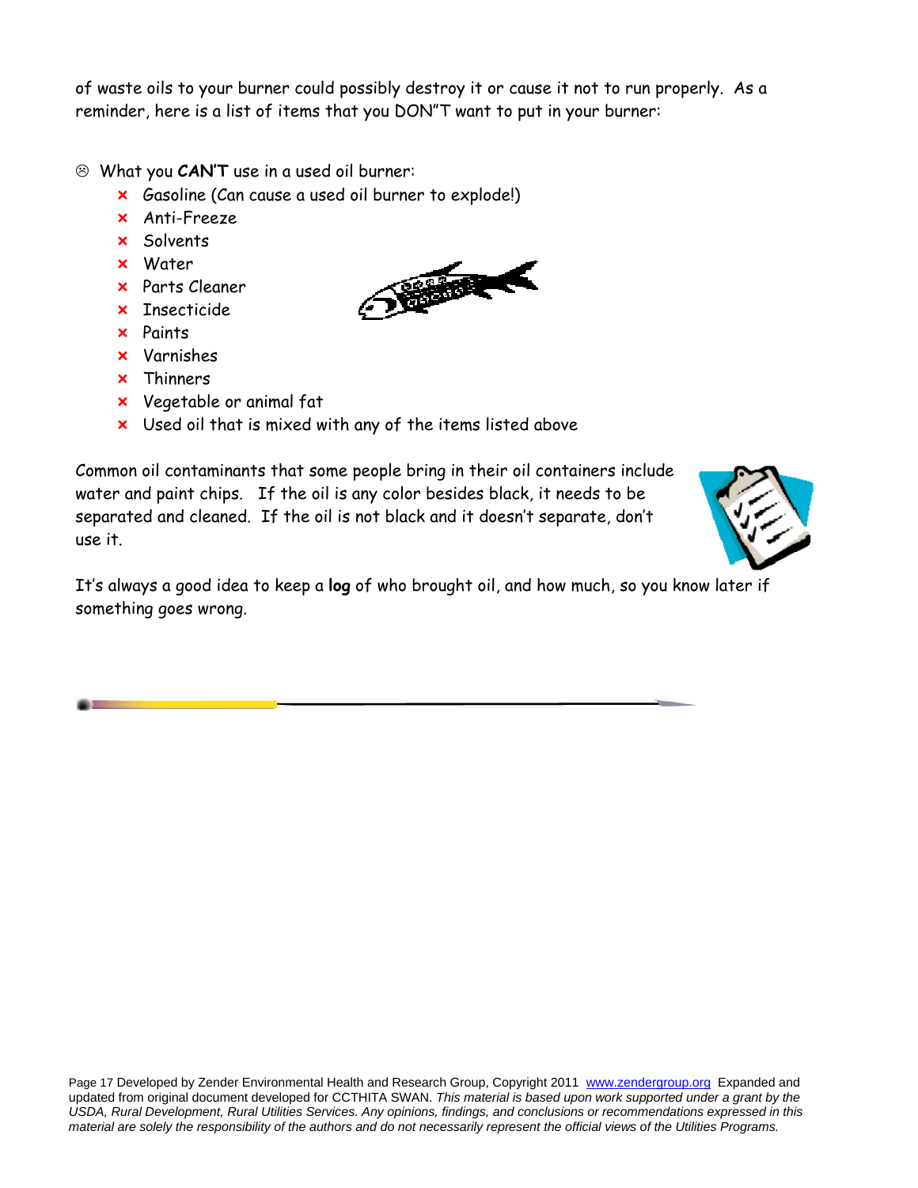of waste oils to your burner could possibly destroy it or cause it not to run properly. As a reminder, here is a list of items that you DON"T want to put in your burner:

☹ What you **CAN'T** use in a used oil burner:

- Gasoline (Can cause a used oil burner to explode!)
- Anti-Freeze
- Solvents
- Water
- Parts Cleaner
- Insecticide
- Paints
- Varnishes
- Thinners
- Vegetable or animal fat
- Used oil that is mixed with any of the items listed above

Common oil contaminants that some people bring in their oil containers include water and paint chips. If the oil is any color besides black, it needs to be separated and cleaned. If the oil is not black and it doesn't separate, don't use it.

It's always a good idea to keep a **log** of who brought oil, and how much, so you know later if something goes wrong.